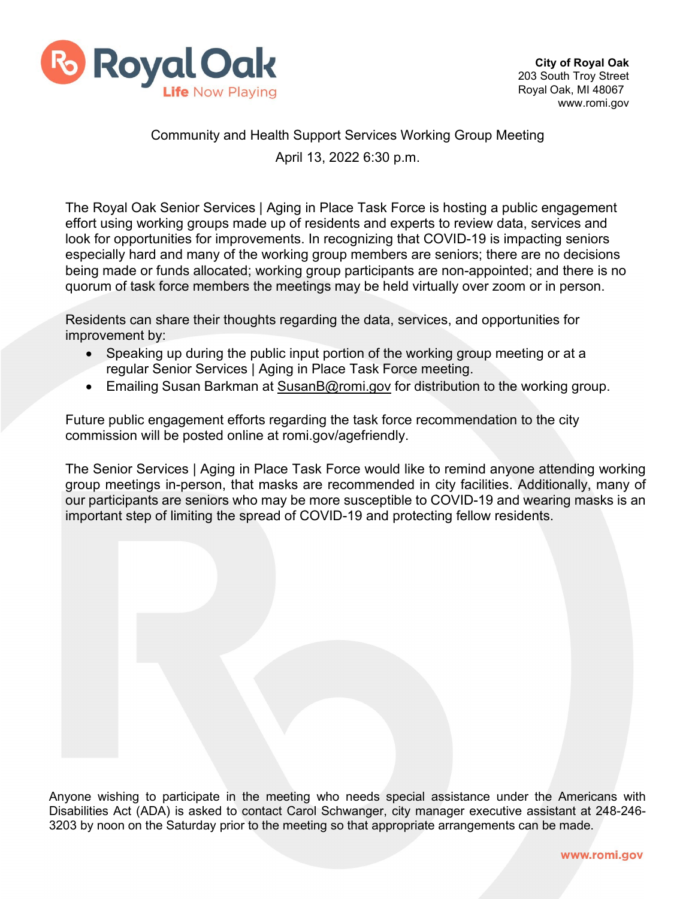Royal Oak
Life Now Playing

**City of Royal Oak**
203 South Troy Street
Royal Oak, MI 48067
www.romi.gov

Community and Health Support Services Working Group Meeting
April 13, 2022 6:30 p.m.

The Royal Oak Senior Services | Aging in Place Task Force is hosting a public engagement effort using working groups made up of residents and experts to review data, services and look for opportunities for improvements. In recognizing that COVID-19 is impacting seniors especially hard and many of the working group members are seniors; there are no decisions being made or funds allocated; working group participants are non-appointed; and there is no quorum of task force members the meetings may be held virtually over zoom or in person.

Residents can share their thoughts regarding the data, services, and opportunities for improvement by:

- Speaking up during the public input portion of the working group meeting or at a regular Senior Services | Aging in Place Task Force meeting.
- Emailing Susan Barkman at SusanB@romi.gov for distribution to the working group.

Future public engagement efforts regarding the task force recommendation to the city commission will be posted online at romi.gov/agefriendly.

The Senior Services | Aging in Place Task Force would like to remind anyone attending working group meetings in-person, that masks are recommended in city facilities. Additionally, many of our participants are seniors who may be more susceptible to COVID-19 and wearing masks is an important step of limiting the spread of COVID-19 and protecting fellow residents.

Anyone wishing to participate in the meeting who needs special assistance under the Americans with Disabilities Act (ADA) is asked to contact Carol Schwanger, city manager executive assistant at 248-246-3203 by noon on the Saturday prior to the meeting so that appropriate arrangements can be made.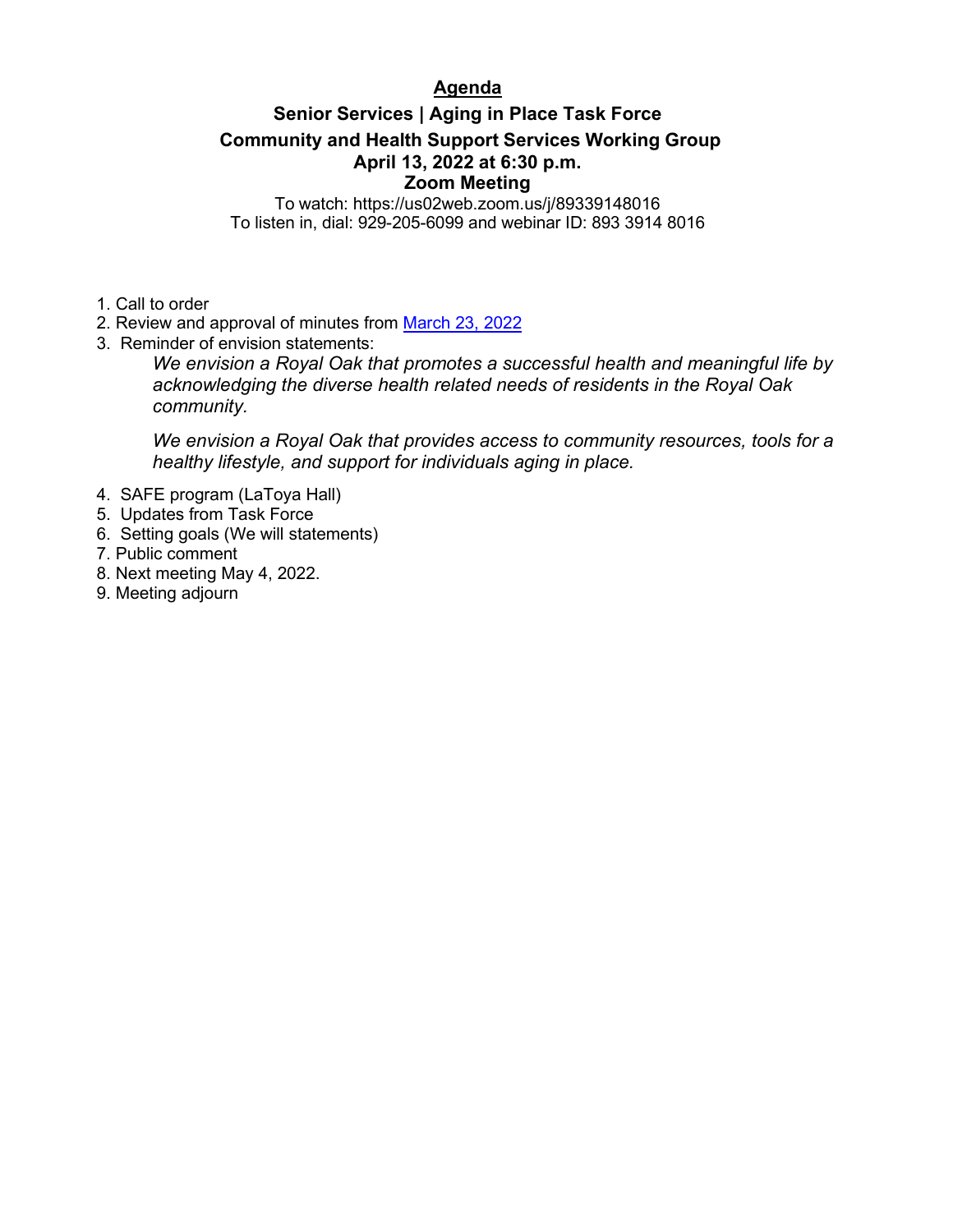# Agenda

## Senior Services | Aging in Place Task Force
## Community and Health Support Services Working Group
## April 13, 2022 at 6:30 p.m.
## Zoom Meeting

To watch: https://us02web.zoom.us/j/89339148016
To listen in, dial: 929-205-6099 and webinar ID: 893 3914 8016

1. Call to order
2. Review and approval of minutes from March 23, 2022
3. Reminder of envision statements:

   *We envision a Royal Oak that promotes a successful health and meaningful life by acknowledging the diverse health related needs of residents in the Royal Oak community.*

   *We envision a Royal Oak that provides access to community resources, tools for a healthy lifestyle, and support for individuals aging in place.*

4. SAFE program (LaToya Hall)
5. Updates from Task Force
6. Setting goals (We will statements)
7. Public comment
8. Next meeting May 4, 2022.
9. Meeting adjourn